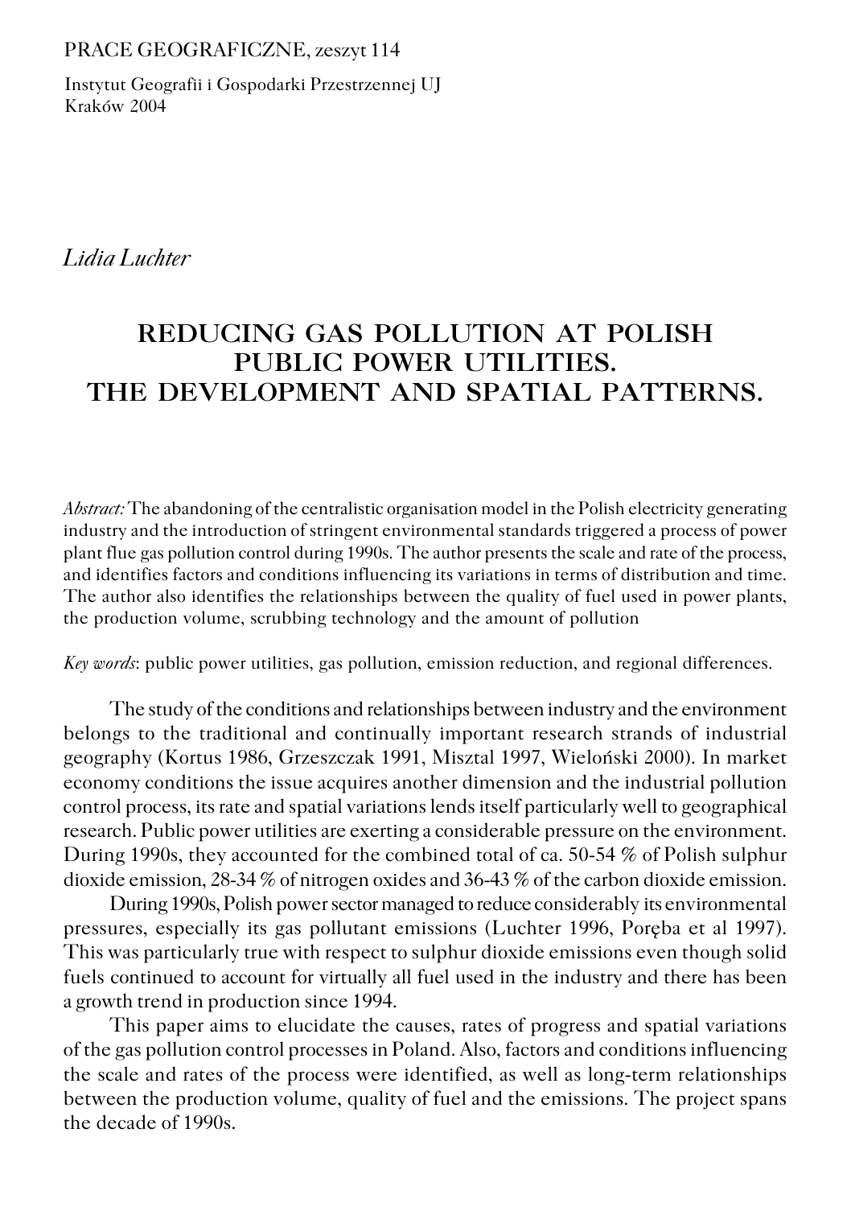PRACE GEOGRAFICZNE, zeszyt 114

Instytut Geografii i Gospodarki Przestrzennej UJ
Kraków 2004

*Lidia Luchter*

# REDUCING GAS POLLUTION AT POLISH PUBLIC POWER UTILITIES. THE DEVELOPMENT AND SPATIAL PATTERNS.

*Abstract:* The abandoning of the centralistic organisation model in the Polish electricity generating industry and the introduction of stringent environmental standards triggered a process of power plant flue gas pollution control during 1990s. The author presents the scale and rate of the process, and identifies factors and conditions influencing its variations in terms of distribution and time. The author also identifies the relationships between the quality of fuel used in power plants, the production volume, scrubbing technology and the amount of pollution

*Key words*: public power utilities, gas pollution, emission reduction, and regional differences.

The study of the conditions and relationships between industry and the environment belongs to the traditional and continually important research strands of industrial geography (Kortus 1986, Grzeszczak 1991, Misztal 1997, Wieloński 2000). In market economy conditions the issue acquires another dimension and the industrial pollution control process, its rate and spatial variations lends itself particularly well to geographical research. Public power utilities are exerting a considerable pressure on the environment. During 1990s, they accounted for the combined total of ca. 50-54 % of Polish sulphur dioxide emission, 28-34 % of nitrogen oxides and 36-43 % of the carbon dioxide emission.

During 1990s, Polish power sector managed to reduce considerably its environmental pressures, especially its gas pollutant emissions (Luchter 1996, Poręba et al 1997). This was particularly true with respect to sulphur dioxide emissions even though solid fuels continued to account for virtually all fuel used in the industry and there has been a growth trend in production since 1994.

This paper aims to elucidate the causes, rates of progress and spatial variations of the gas pollution control processes in Poland. Also, factors and conditions influencing the scale and rates of the process were identified, as well as long-term relationships between the production volume, quality of fuel and the emissions. The project spans the decade of 1990s.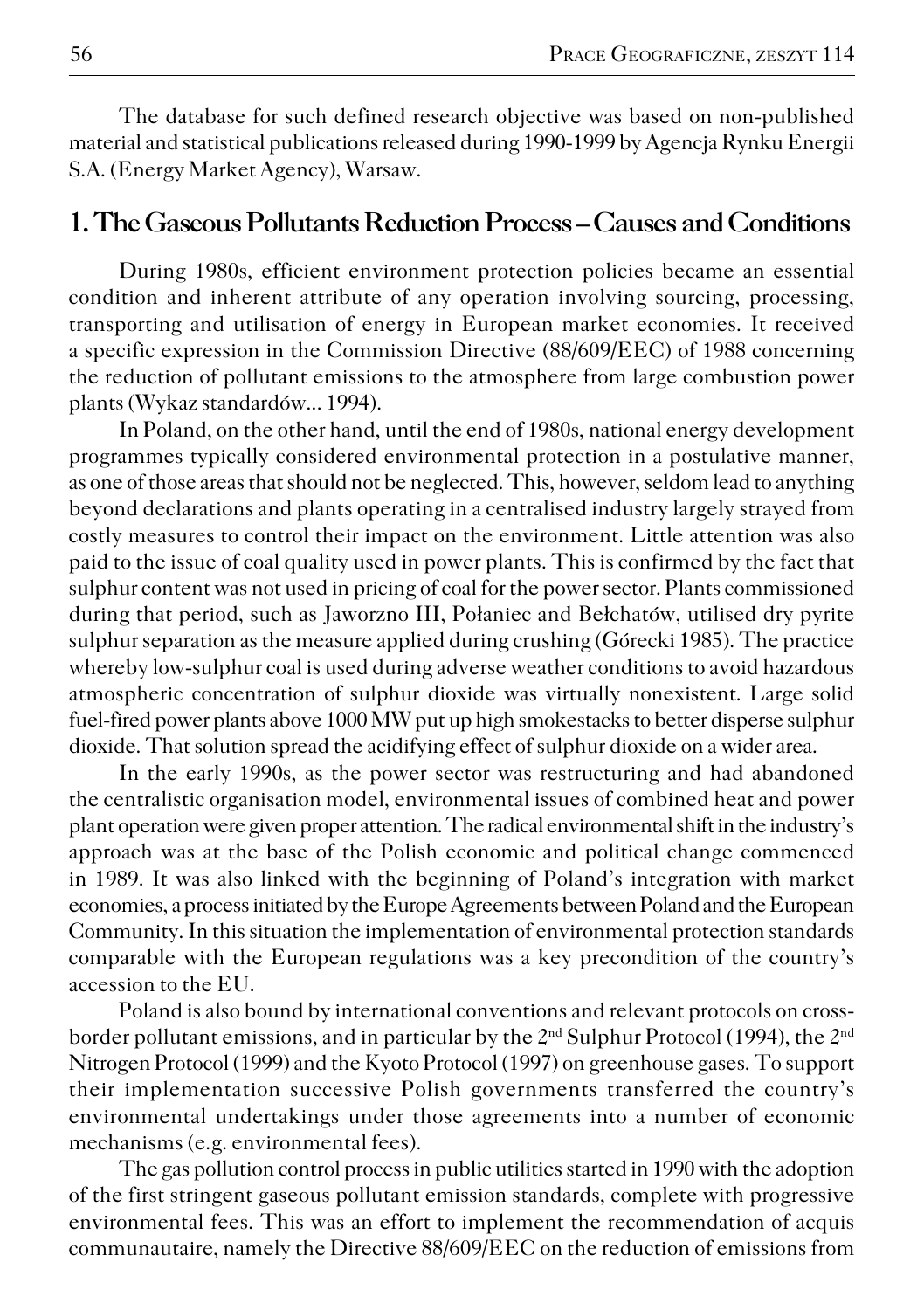The database for such defined research objective was based on non-published material and statistical publications released during 1990-1999 by Agencja Rynku Energii S.A. (Energy Market Agency), Warsaw.

## 1. The Gaseous Pollutants Reduction Process – Causes and Conditions

During 1980s, efficient environment protection policies became an essential condition and inherent attribute of any operation involving sourcing, processing, transporting and utilisation of energy in European market economies. It received a specific expression in the Commission Directive (88/609/EEC) of 1988 concerning the reduction of pollutant emissions to the atmosphere from large combustion power plants (Wykaz standardów... 1994).

In Poland, on the other hand, until the end of 1980s, national energy development programmes typically considered environmental protection in a postulative manner, as one of those areas that should not be neglected. This, however, seldom lead to anything beyond declarations and plants operating in a centralised industry largely strayed from costly measures to control their impact on the environment. Little attention was also paid to the issue of coal quality used in power plants. This is confirmed by the fact that sulphur content was not used in pricing of coal for the power sector. Plants commissioned during that period, such as Jaworzno III, Połaniec and Bełchatów, utilised dry pyrite sulphur separation as the measure applied during crushing (Górecki 1985). The practice whereby low-sulphur coal is used during adverse weather conditions to avoid hazardous atmospheric concentration of sulphur dioxide was virtually nonexistent. Large solid fuel-fired power plants above 1000 MW put up high smokestacks to better disperse sulphur dioxide. That solution spread the acidifying effect of sulphur dioxide on a wider area.

In the early 1990s, as the power sector was restructuring and had abandoned the centralistic organisation model, environmental issues of combined heat and power plant operation were given proper attention. The radical environmental shift in the industry's approach was at the base of the Polish economic and political change commenced in 1989. It was also linked with the beginning of Poland's integration with market economies, a process initiated by the Europe Agreements between Poland and the European Community. In this situation the implementation of environmental protection standards comparable with the European regulations was a key precondition of the country's accession to the EU.

Poland is also bound by international conventions and relevant protocols on cross-border pollutant emissions, and in particular by the 2nd Sulphur Protocol (1994), the 2nd Nitrogen Protocol (1999) and the Kyoto Protocol (1997) on greenhouse gases. To support their implementation successive Polish governments transferred the country's environmental undertakings under those agreements into a number of economic mechanisms (e.g. environmental fees).

The gas pollution control process in public utilities started in 1990 with the adoption of the first stringent gaseous pollutant emission standards, complete with progressive environmental fees. This was an effort to implement the recommendation of acquis communautaire, namely the Directive 88/609/EEC on the reduction of emissions from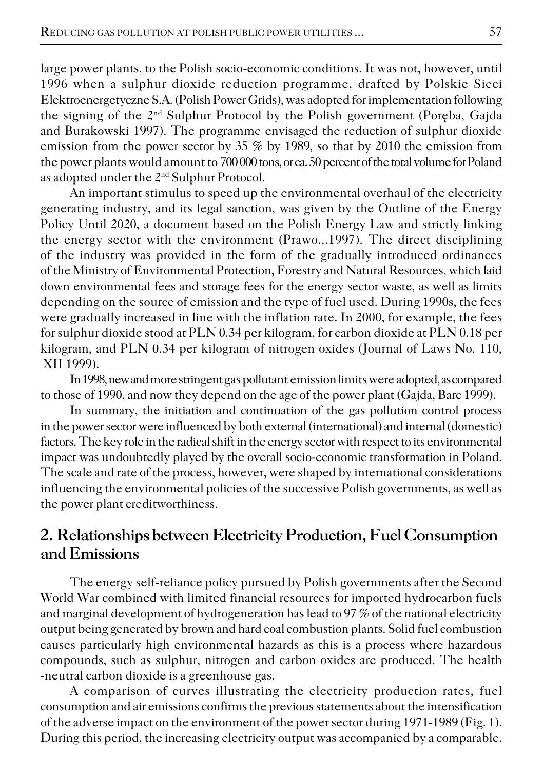large power plants, to the Polish socio-economic conditions. It was not, however, until 1996 when a sulphur dioxide reduction programme, drafted by Polskie Sieci Elektroenergetyczne S.A. (Polish Power Grids), was adopted for implementation following the signing of the 2[nd] Sulphur Protocol by the Polish government (Poręba, Gajda and Burakowski 1997). The programme envisaged the reduction of sulphur dioxide emission from the power sector by 35 % by 1989, so that by 2010 the emission from the power plants would amount to 700 000 tons, or ca. 50 percent of the total volume for Poland as adopted under the 2[nd] Sulphur Protocol.

An important stimulus to speed up the environmental overhaul of the electricity generating industry, and its legal sanction, was given by the Outline of the Energy Policy Until 2020, a document based on the Polish Energy Law and strictly linking the energy sector with the environment (Prawo...1997). The direct disciplining of the industry was provided in the form of the gradually introduced ordinances of the Ministry of Environmental Protection, Forestry and Natural Resources, which laid down environmental fees and storage fees for the energy sector waste, as well as limits depending on the source of emission and the type of fuel used. During 1990s, the fees were gradually increased in line with the inflation rate. In 2000, for example, the fees for sulphur dioxide stood at PLN 0.34 per kilogram, for carbon dioxide at PLN 0.18 per kilogram, and PLN 0.34 per kilogram of nitrogen oxides (Journal of Laws No. 110, XII 1999).

In 1998, new and more stringent gas pollutant emission limits were adopted, as compared to those of 1990, and now they depend on the age of the power plant (Gajda, Barc 1999).

In summary, the initiation and continuation of the gas pollution control process in the power sector were influenced by both external (international) and internal (domestic) factors. The key role in the radical shift in the energy sector with respect to its environmental impact was undoubtedly played by the overall socio-economic transformation in Poland. The scale and rate of the process, however, were shaped by international considerations influencing the environmental policies of the successive Polish governments, as well as the power plant creditworthiness.

## 2. Relationships between Electricity Production, Fuel Consumption and Emissions

The energy self-reliance policy pursued by Polish governments after the Second World War combined with limited financial resources for imported hydrocarbon fuels and marginal development of hydrogeneration has lead to 97 % of the national electricity output being generated by brown and hard coal combustion plants. Solid fuel combustion causes particularly high environmental hazards as this is a process where hazardous compounds, such as sulphur, nitrogen and carbon oxides are produced. The health -neutral carbon dioxide is a greenhouse gas.

A comparison of curves illustrating the electricity production rates, fuel consumption and air emissions confirms the previous statements about the intensification of the adverse impact on the environment of the power sector during 1971-1989 (Fig. 1). During this period, the increasing electricity output was accompanied by a comparable.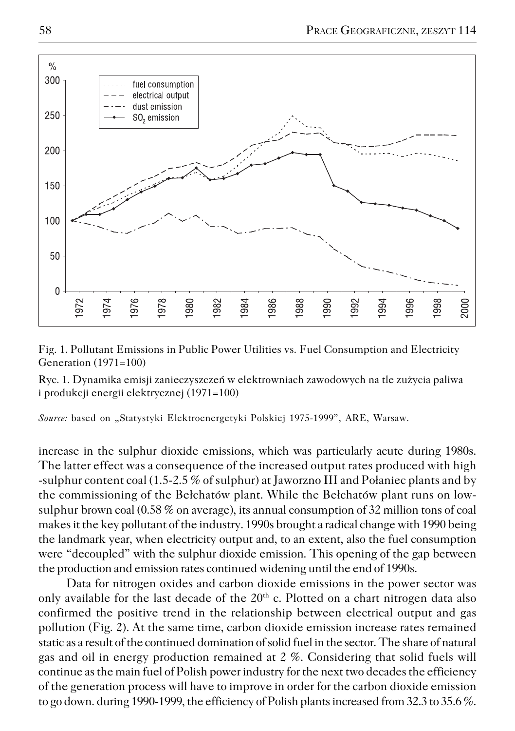Fig. 1. Pollutant Emissions in Public Power Utilities vs. Fuel Consumption and Electricity Generation (1971=100)

Ryc. 1. Dynamika emisji zanieczyszczeń w elektrowniach zawodowych na tle zużycia paliwa i produkcji energii elektrycznej (1971=100)

*Source:* based on „Statystyki Elektroenergetyki Polskiej 1975-1999", ARE, Warsaw.

increase in the sulphur dioxide emissions, which was particularly acute during 1980s. The latter effect was a consequence of the increased output rates produced with high -sulphur content coal (1.5-2.5 % of sulphur) at Jaworzno III and Połaniec plants and by the commissioning of the Bełchatów plant. While the Bełchatów plant runs on low-sulphur brown coal (0.58 % on average), its annual consumption of 32 million tons of coal makes it the key pollutant of the industry. 1990s brought a radical change with 1990 being the landmark year, when electricity output and, to an extent, also the fuel consumption were "decoupled" with the sulphur dioxide emission. This opening of the gap between the production and emission rates continued widening until the end of 1990s.

Data for nitrogen oxides and carbon dioxide emissions in the power sector was only available for the last decade of the 20[th] c. Plotted on a chart nitrogen data also confirmed the positive trend in the relationship between electrical output and gas pollution (Fig. 2). At the same time, carbon dioxide emission increase rates remained static as a result of the continued domination of solid fuel in the sector. The share of natural gas and oil in energy production remained at 2 %. Considering that solid fuels will continue as the main fuel of Polish power industry for the next two decades the efficiency of the generation process will have to improve in order for the carbon dioxide emission to go down. during 1990-1999, the efficiency of Polish plants increased from 32.3 to 35.6 %.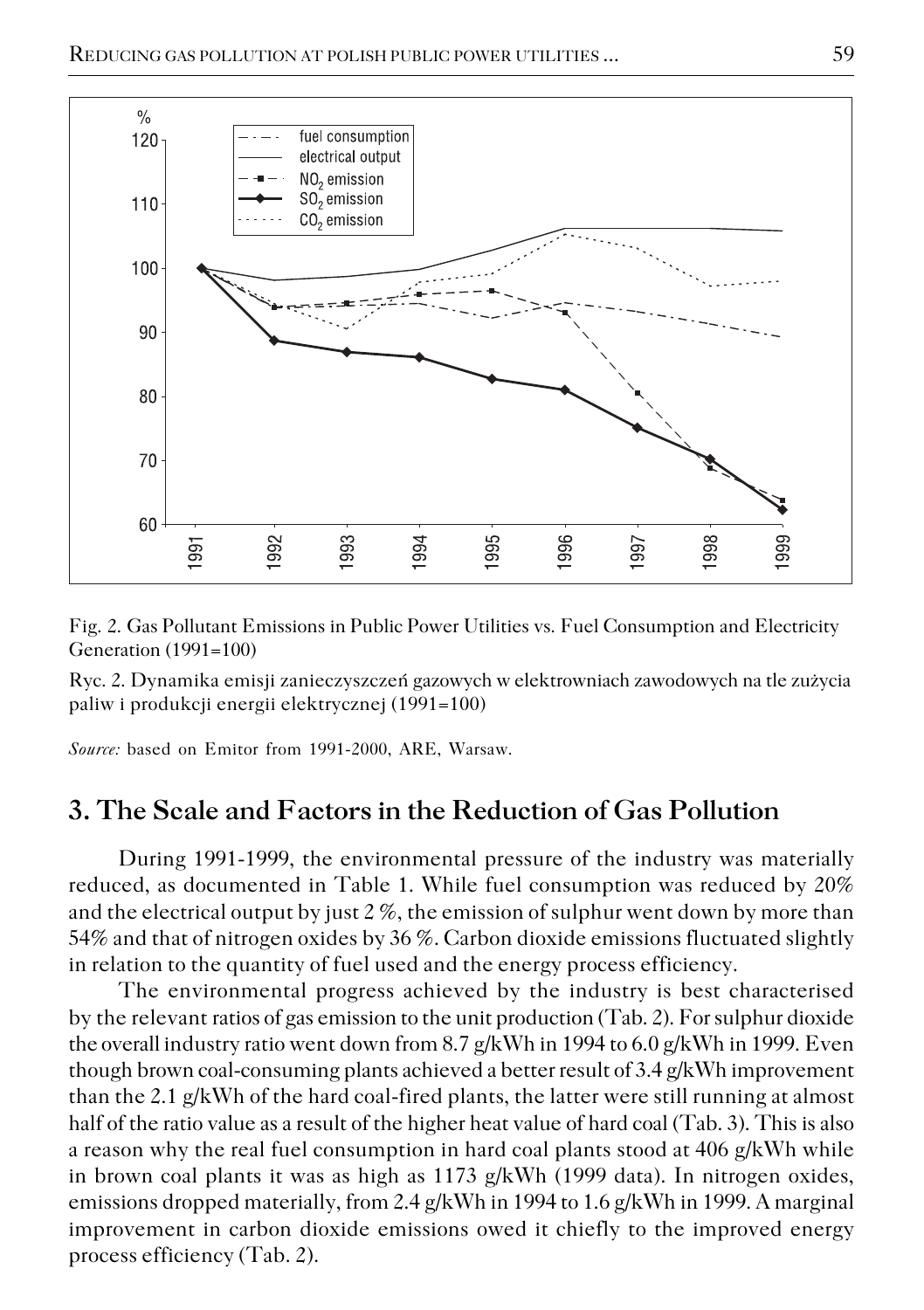Fig. 2. Gas Pollutant Emissions in Public Power Utilities vs. Fuel Consumption and Electricity Generation (1991=100)

Ryc. 2. Dynamika emisji zanieczyszczeń gazowych w elektrowniach zawodowych na tle zużycia paliw i produkcji energii elektrycznej (1991=100)

*Source:* based on Emitor from 1991-2000, ARE, Warsaw.

## 3. The Scale and Factors in the Reduction of Gas Pollution

During 1991-1999, the environmental pressure of the industry was materially reduced, as documented in Table 1. While fuel consumption was reduced by 20% and the electrical output by just 2 %, the emission of sulphur went down by more than 54% and that of nitrogen oxides by 36 %. Carbon dioxide emissions fluctuated slightly in relation to the quantity of fuel used and the energy process efficiency.

The environmental progress achieved by the industry is best characterised by the relevant ratios of gas emission to the unit production (Tab. 2). For sulphur dioxide the overall industry ratio went down from 8.7 g/kWh in 1994 to 6.0 g/kWh in 1999. Even though brown coal-consuming plants achieved a better result of 3.4 g/kWh improvement than the 2.1 g/kWh of the hard coal-fired plants, the latter were still running at almost half of the ratio value as a result of the higher heat value of hard coal (Tab. 3). This is also a reason why the real fuel consumption in hard coal plants stood at 406 g/kWh while in brown coal plants it was as high as 1173 g/kWh (1999 data). In nitrogen oxides, emissions dropped materially, from 2.4 g/kWh in 1994 to 1.6 g/kWh in 1999. A marginal improvement in carbon dioxide emissions owed it chiefly to the improved energy process efficiency (Tab. 2).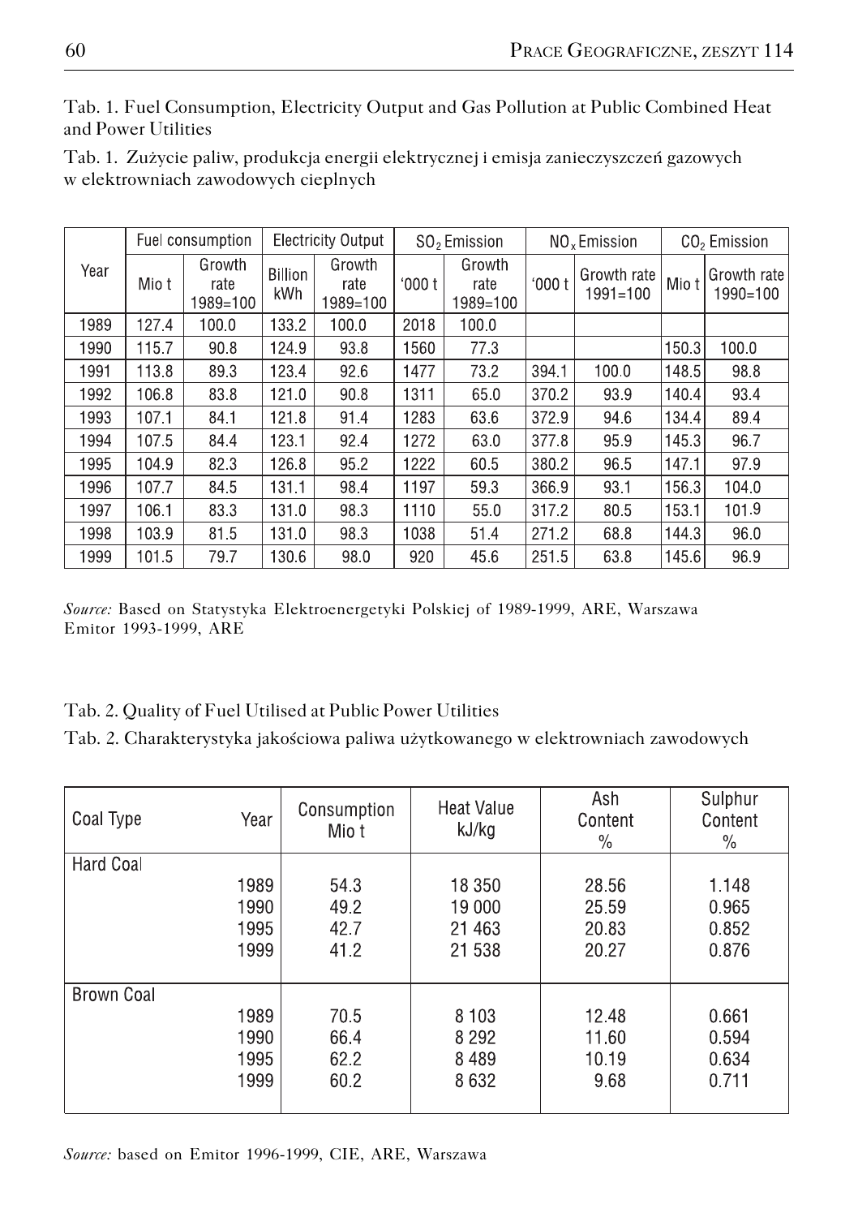Tab. 1. Fuel Consumption, Electricity Output and Gas Pollution at Public Combined Heat and Power Utilities

Tab. 1. Zużycie paliw, produkcja energii elektrycznej i emisja zanieczyszczeń gazowych w elektrowniach zawodowych cieplnych

| Year | Fuel consumption | | Electricity Output | | $SO_2$ Emission | | $NO_x$ Emission | | $CO_2$ Emission | |
|---|---|---|---|---|---|---|---|---|---|---|
| | Mio t | Growth rate 1989=100 | Billion kWh | Growth rate 1989=100 | '000 t | Growth rate 1989=100 | '000 t | Growth rate 1991=100 | Mio t | Growth rate 1990=100 |
| 1989 | 127.4 | 100.0 | 133.2 | 100.0 | 2018 | 100.0 | | | | |
| 1990 | 115.7 | 90.8 | 124.9 | 93.8 | 1560 | 77.3 | | | 150.3 | 100.0 |
| 1991 | 113.8 | 89.3 | 123.4 | 92.6 | 1477 | 73.2 | 394.1 | 100.0 | 148.5 | 98.8 |
| 1992 | 106.8 | 83.8 | 121.0 | 90.8 | 1311 | 65.0 | 370.2 | 93.9 | 140.4 | 93.4 |
| 1993 | 107.1 | 84.1 | 121.8 | 91.4 | 1283 | 63.6 | 372.9 | 94.6 | 134.4 | 89.4 |
| 1994 | 107.5 | 84.4 | 123.1 | 92.4 | 1272 | 63.0 | 377.8 | 95.9 | 145.3 | 96.7 |
| 1995 | 104.9 | 82.3 | 126.8 | 95.2 | 1222 | 60.5 | 380.2 | 96.5 | 147.1 | 97.9 |
| 1996 | 107.7 | 84.5 | 131.1 | 98.4 | 1197 | 59.3 | 366.9 | 93.1 | 156.3 | 104.0 |
| 1997 | 106.1 | 83.3 | 131.0 | 98.3 | 1110 | 55.0 | 317.2 | 80.5 | 153.1 | 101.9 |
| 1998 | 103.9 | 81.5 | 131.0 | 98.3 | 1038 | 51.4 | 271.2 | 68.8 | 144.3 | 96.0 |
| 1999 | 101.5 | 79.7 | 130.6 | 98.0 | 920 | 45.6 | 251.5 | 63.8 | 145.6 | 96.9 |

*Source:* Based on Statystyka Elektroenergetyki Polskiej of 1989-1999, ARE, Warszawa Emitor 1993-1999, ARE

Tab. 2. Quality of Fuel Utilised at Public Power Utilities

Tab. 2. Charakterystyka jakościowa paliwa użytkowanego w elektrowniach zawodowych

| Coal Type | Year | Consumption Mio t | Heat Value kJ/kg | Ash Content % | Sulphur Content % |
|---|---|---|---|---|---|
| Hard Coal | | | | | |
| | 1989 | 54.3 | 18 350 | 28.56 | 1.148 |
| | 1990 | 49.2 | 19 000 | 25.59 | 0.965 |
| | 1995 | 42.7 | 21 463 | 20.83 | 0.852 |
| | 1999 | 41.2 | 21 538 | 20.27 | 0.876 |
| Brown Coal | | | | | |
| | 1989 | 70.5 | 8 103 | 12.48 | 0.661 |
| | 1990 | 66.4 | 8 292 | 11.60 | 0.594 |
| | 1995 | 62.2 | 8 489 | 10.19 | 0.634 |
| | 1999 | 60.2 | 8 632 | 9.68 | 0.711 |

*Source:* based on Emitor 1996-1999, CIE, ARE, Warszawa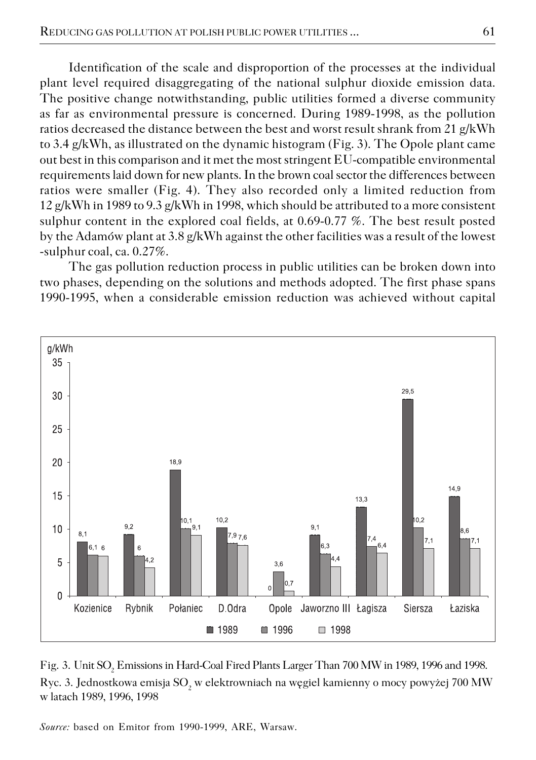Identification of the scale and disproportion of the processes at the individual plant level required disaggregating of the national sulphur dioxide emission data. The positive change notwithstanding, public utilities formed a diverse community as far as environmental pressure is concerned. During 1989-1998, as the pollution ratios decreased the distance between the best and worst result shrank from 21 g/kWh to 3.4 g/kWh, as illustrated on the dynamic histogram (Fig. 3). The Opole plant came out best in this comparison and it met the most stringent EU-compatible environmental requirements laid down for new plants. In the brown coal sector the differences between ratios were smaller (Fig. 4). They also recorded only a limited reduction from 12 g/kWh in 1989 to 9.3 g/kWh in 1998, which should be attributed to a more consistent sulphur content in the explored coal fields, at 0.69-0.77 %. The best result posted by the Adamów plant at 3.8 g/kWh against the other facilities was a result of the lowest -sulphur coal, ca. 0.27%.

The gas pollution reduction process in public utilities can be broken down into two phases, depending on the solutions and methods adopted. The first phase spans 1990-1995, when a considerable emission reduction was achieved without capital

| g/kWh | Kozienice | Rybnik | Połaniec | D.Odra | Opole | Jaworzno III | Łagisza | Siersza | Łaziska |
|---|---|---|---|---|---|---|---|---|---|
| 1989 | 8,1 | 9,2 | 18,9 | 10,2 | 0 | 9,1 | 13,3 | 29,5 | 14,9 |
| 1996 | 6,1 | 6 | 10,1 | 7,9 | 3,6 | 6,3 | 7,4 | 10,2 | 8,6 |
| 1998 | 6 | 4,2 | 9,1 | 7,6 | 0,7 | 4,4 | 6,4 | 7,1 | 7,1 |

Fig. 3. Unit $SO_2$ Emissions in Hard-Coal Fired Plants Larger Than 700 MW in 1989, 1996 and 1998.
Ryc. 3. Jednostkowa emisja $SO_2$ w elektrowniach na węgiel kamienny o mocy powyżej 700 MW w latach 1989, 1996, 1998

*Source:* based on Emitor from 1990-1999, ARE, Warsaw.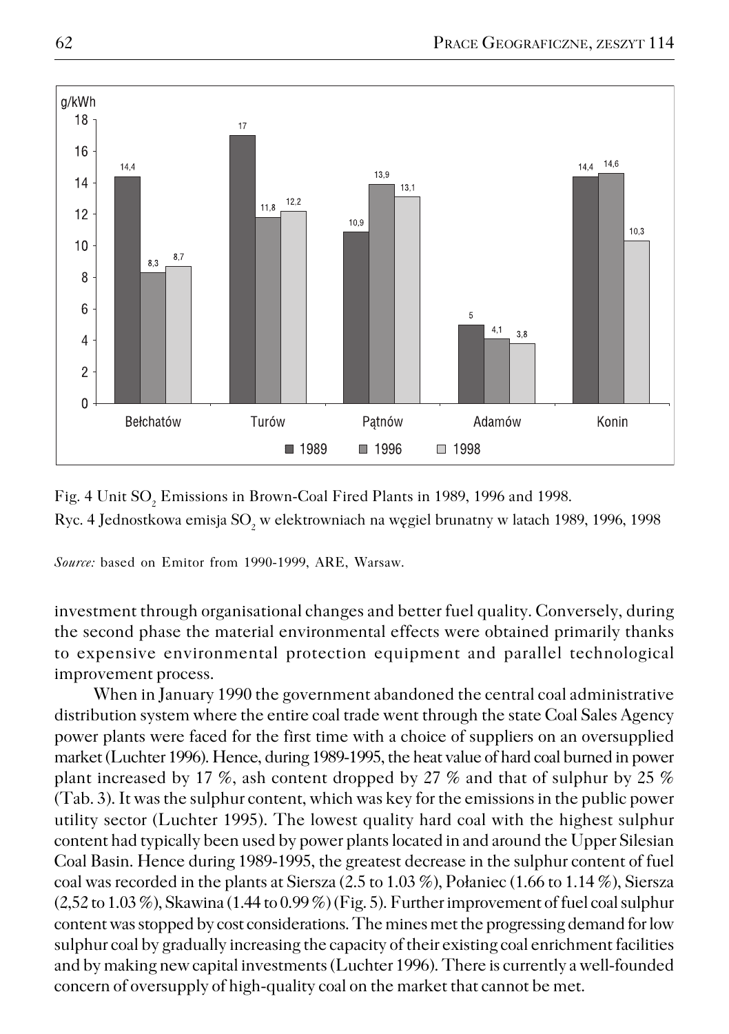Fig. 4 Unit $SO_2$ Emissions in Brown-Coal Fired Plants in 1989, 1996 and 1998.
Ryc. 4 Jednostkowa emisja $SO_2$ w elektrowniach na węgiel brunatny w latach 1989, 1996, 1998

*Source:* based on Emitor from 1990-1999, ARE, Warsaw.

investment through organisational changes and better fuel quality. Conversely, during the second phase the material environmental effects were obtained primarily thanks to expensive environmental protection equipment and parallel technological improvement process.

When in January 1990 the government abandoned the central coal administrative distribution system where the entire coal trade went through the state Coal Sales Agency power plants were faced for the first time with a choice of suppliers on an oversupplied market (Luchter 1996). Hence, during 1989-1995, the heat value of hard coal burned in power plant increased by 17 %, ash content dropped by 27 % and that of sulphur by 25 % (Tab. 3). It was the sulphur content, which was key for the emissions in the public power utility sector (Luchter 1995). The lowest quality hard coal with the highest sulphur content had typically been used by power plants located in and around the Upper Silesian Coal Basin. Hence during 1989-1995, the greatest decrease in the sulphur content of fuel coal was recorded in the plants at Siersza (2.5 to 1.03 %), Połaniec (1.66 to 1.14 %), Siersza (2,52 to 1.03 %), Skawina (1.44 to 0.99 %) (Fig. 5). Further improvement of fuel coal sulphur content was stopped by cost considerations. The mines met the progressing demand for low sulphur coal by gradually increasing the capacity of their existing coal enrichment facilities and by making new capital investments (Luchter 1996). There is currently a well-founded concern of oversupply of high-quality coal on the market that cannot be met.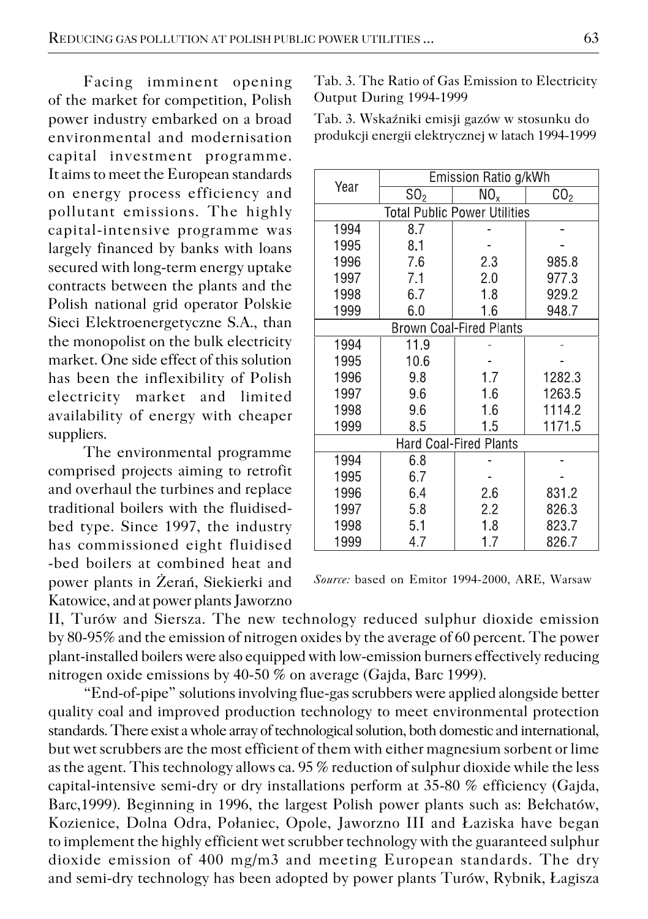Facing imminent opening of the market for competition, Polish power industry embarked on a broad environmental and modernisation capital investment programme. It aims to meet the European standards on energy process efficiency and pollutant emissions. The highly capital-intensive programme was largely financed by banks with loans secured with long-term energy uptake contracts between the plants and the Polish national grid operator Polskie Sieci Elektroenergetyczne S.A., than the monopolist on the bulk electricity market. One side effect of this solution has been the inflexibility of Polish electricity market and limited availability of energy with cheaper suppliers.

Tab. 3. The Ratio of Gas Emission to Electricity Output During 1994-1999

Tab. 3. Wskaźniki emisji gazów w stosunku do produkcji energii elektrycznej w latach 1994-1999

| Year | Emission Ratio g/kWh | | |
|---|---|---|---|
| | $SO_2$ | $NO_x$ | $CO_2$ |
| **Total Public Power Utilities** | | | |
| 1994 | 8.7 | - | - |
| 1995 | 8.1 | - | - |
| 1996 | 7.6 | 2.3 | 985.8 |
| 1997 | 7.1 | 2.0 | 977.3 |
| 1998 | 6.7 | 1.8 | 929.2 |
| 1999 | 6.0 | 1.6 | 948.7 |
| **Brown Coal-Fired Plants** | | | |
| 1994 | 11.9 | - | - |
| 1995 | 10.6 | - | - |
| 1996 | 9.8 | 1.7 | 1282.3 |
| 1997 | 9.6 | 1.6 | 1263.5 |
| 1998 | 9.6 | 1.6 | 1114.2 |
| 1999 | 8.5 | 1.5 | 1171.5 |
| **Hard Coal-Fired Plants** | | | |
| 1994 | 6.8 | - | - |
| 1995 | 6.7 | - | - |
| 1996 | 6.4 | 2.6 | 831.2 |
| 1997 | 5.8 | 2.2 | 826.3 |
| 1998 | 5.1 | 1.8 | 823.7 |
| 1999 | 4.7 | 1.7 | 826.7 |

*Source:* based on Emitor 1994-2000, ARE, Warsaw

The environmental programme comprised projects aiming to retrofit and overhaul the turbines and replace traditional boilers with the fluidised-bed type. Since 1997, the industry has commissioned eight fluidised -bed boilers at combined heat and power plants in Żerań, Siekierki and Katowice, and at power plants Jaworzno II, Turów and Siersza. The new technology reduced sulphur dioxide emission by 80-95% and the emission of nitrogen oxides by the average of 60 percent. The power plant-installed boilers were also equipped with low-emission burners effectively reducing nitrogen oxide emissions by 40-50 % on average (Gajda, Barc 1999).

"End-of-pipe" solutions involving flue-gas scrubbers were applied alongside better quality coal and improved production technology to meet environmental protection standards. There exist a whole array of technological solution, both domestic and international, but wet scrubbers are the most efficient of them with either magnesium sorbent or lime as the agent. This technology allows ca. 95 % reduction of sulphur dioxide while the less capital-intensive semi-dry or dry installations perform at 35-80 % efficiency (Gajda, Barc,1999). Beginning in 1996, the largest Polish power plants such as: Bełchatów, Kozienice, Dolna Odra, Połaniec, Opole, Jaworzno III and Łaziska have began to implement the highly efficient wet scrubber technology with the guaranteed sulphur dioxide emission of 400 mg/m3 and meeting European standards. The dry and semi-dry technology has been adopted by power plants Turów, Rybnik, Łagisza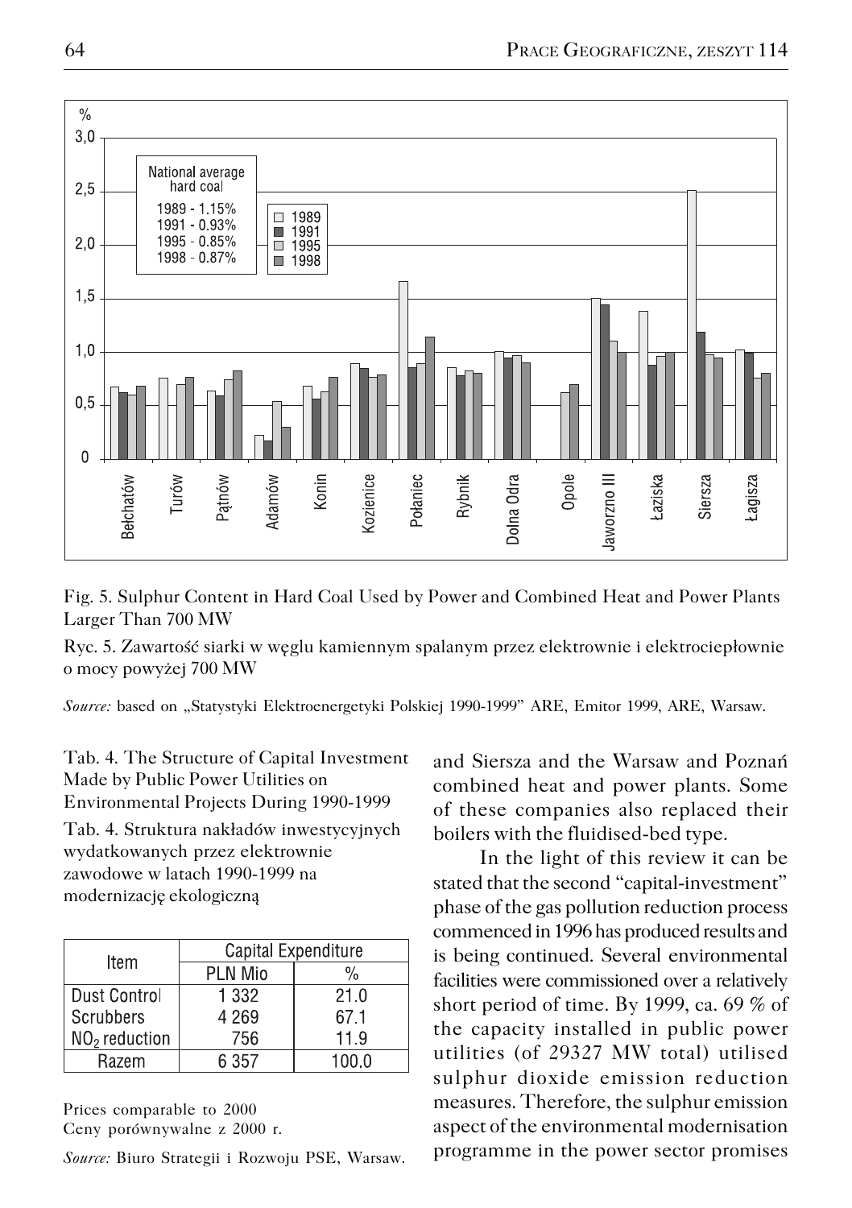Fig. 5. Sulphur Content in Hard Coal Used by Power and Combined Heat and Power Plants Larger Than 700 MW

Ryc. 5. Zawartość siarki w węglu kamiennym spalanym przez elektrownie i elektrociepłownie o mocy powyżej 700 MW

*Source:* based on „Statystyki Elektroenergetyki Polskiej 1990-1999" ARE, Emitor 1999, ARE, Warsaw.

Tab. 4. The Structure of Capital Investment Made by Public Power Utilities on Environmental Projects During 1990-1999

Tab. 4. Struktura nakładów inwestycyjnych wydatkowanych przez elektrownie zawodowe w latach 1990-1999 na modernizację ekologiczną

| Item | Capital Expenditure | |
|---|---|---|
| | PLN Mio | % |
| Dust Control | 1 332 | 21.0 |
| Scrubbers | 4 269 | 67.1 |
| $NO_2$ reduction | 756 | 11.9 |
| Razem | 6 357 | 100.0 |

Prices comparable to 2000
Ceny porównywalne z 2000 r.

*Source:* Biuro Strategii i Rozwoju PSE, Warsaw.

and Siersza and the Warsaw and Poznań combined heat and power plants. Some of these companies also replaced their boilers with the fluidised-bed type.

In the light of this review it can be stated that the second "capital-investment" phase of the gas pollution reduction process commenced in 1996 has produced results and is being continued. Several environmental facilities were commissioned over a relatively short period of time. By 1999, ca. 69 % of the capacity installed in public power utilities (of 29327 MW total) utilised sulphur dioxide emission reduction measures. Therefore, the sulphur emission aspect of the environmental modernisation programme in the power sector promises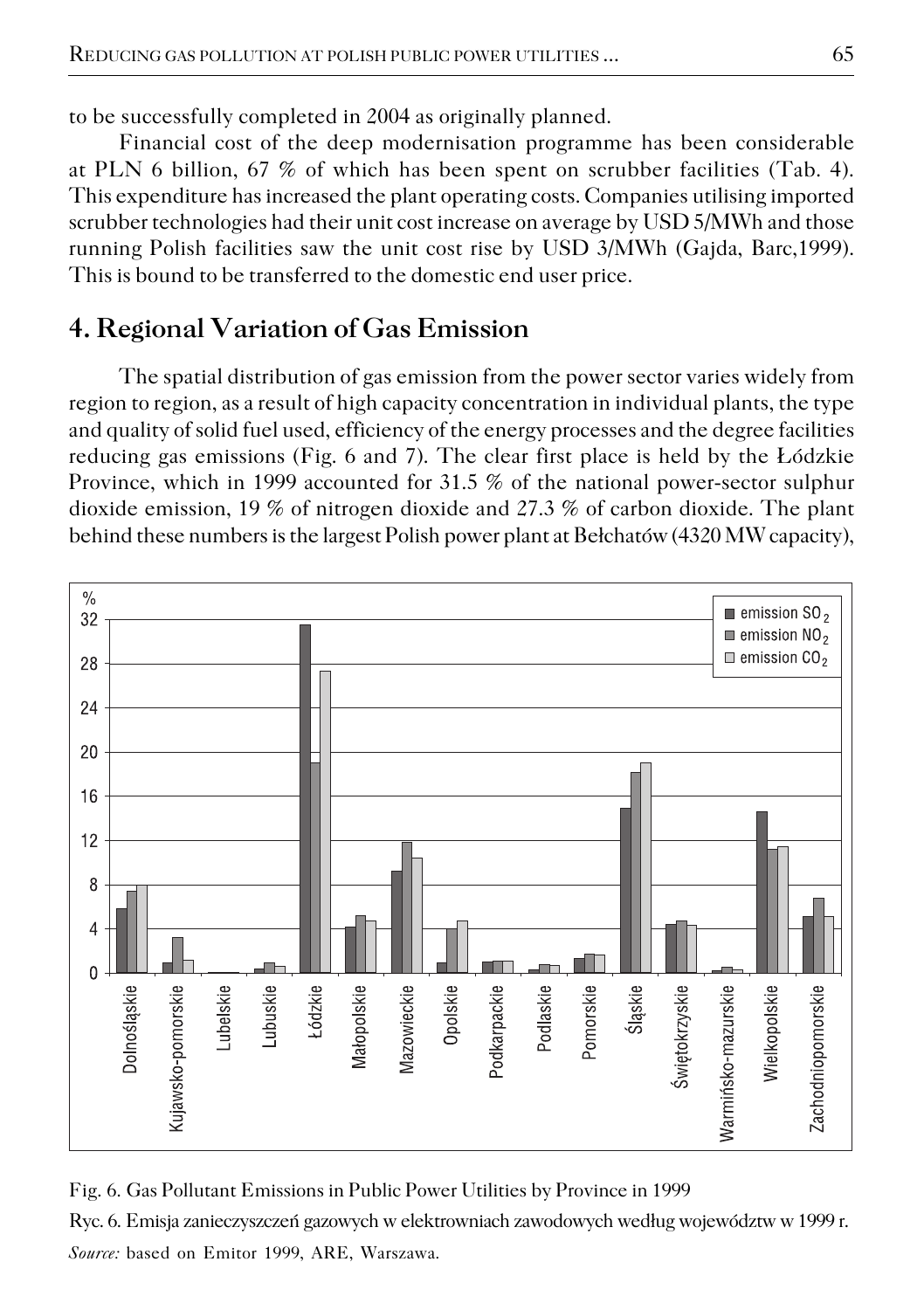to be successfully completed in 2004 as originally planned.

Financial cost of the deep modernisation programme has been considerable at PLN 6 billion, 67 % of which has been spent on scrubber facilities (Tab. 4). This expenditure has increased the plant operating costs. Companies utilising imported scrubber technologies had their unit cost increase on average by USD 5/MWh and those running Polish facilities saw the unit cost rise by USD 3/MWh (Gajda, Barc,1999). This is bound to be transferred to the domestic end user price.

## 4. Regional Variation of Gas Emission

The spatial distribution of gas emission from the power sector varies widely from region to region, as a result of high capacity concentration in individual plants, the type and quality of solid fuel used, efficiency of the energy processes and the degree facilities reducing gas emissions (Fig. 6 and 7). The clear first place is held by the Łódzkie Province, which in 1999 accounted for 31.5 % of the national power-sector sulphur dioxide emission, 19 % of nitrogen dioxide and 27.3 % of carbon dioxide. The plant behind these numbers is the largest Polish power plant at Bełchatów (4320 MW capacity),

Fig. 6. Gas Pollutant Emissions in Public Power Utilities by Province in 1999

Ryc. 6. Emisja zanieczyszczeń gazowych w elektrowniach zawodowych według województw w 1999 r.

*Source:* based on Emitor 1999, ARE, Warszawa.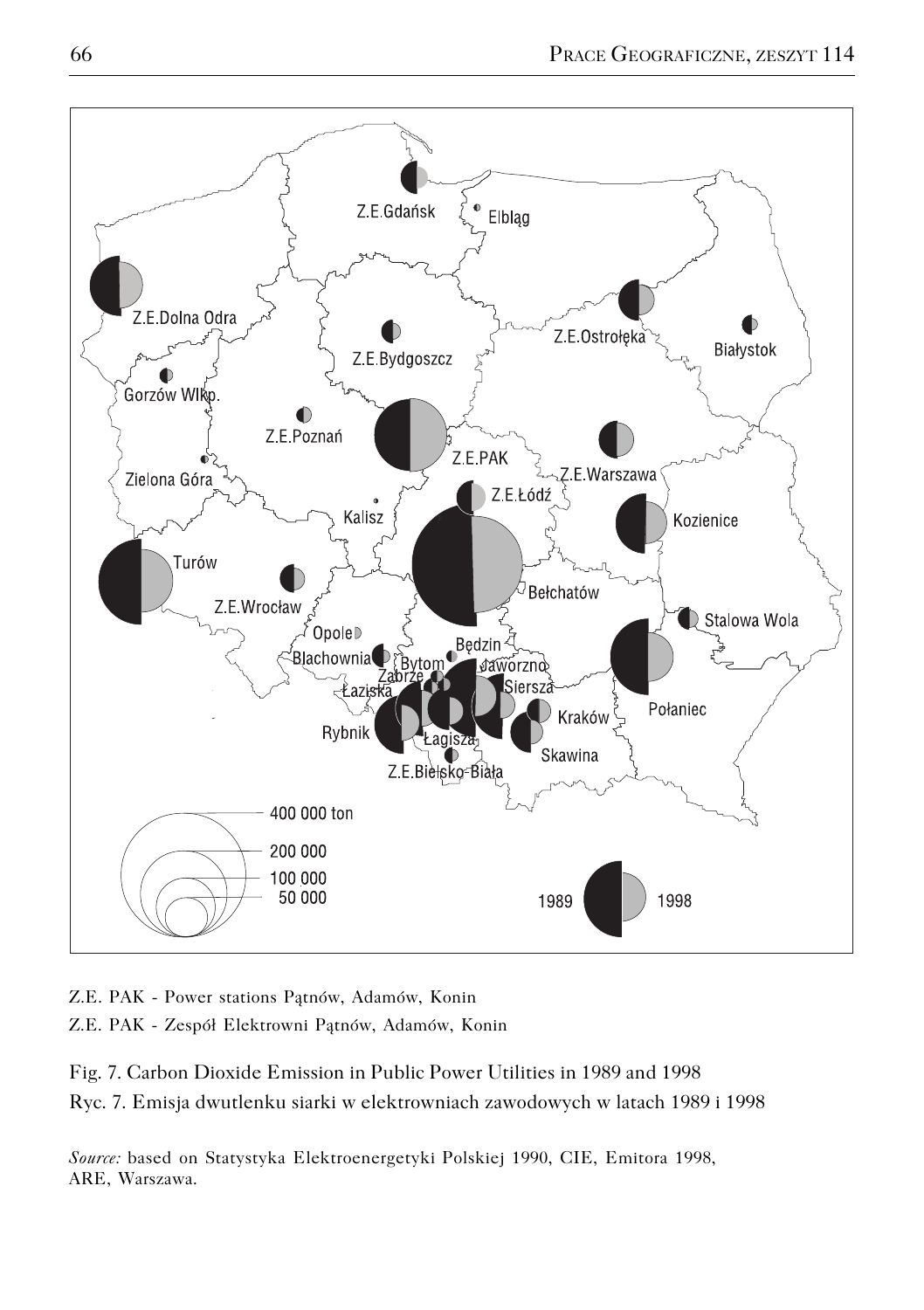Z.E. PAK - Power stations Pątnów, Adamów, Konin

Z.E. PAK - Zespół Elektrowni Pątnów, Adamów, Konin

Fig. 7. Carbon Dioxide Emission in Public Power Utilities in 1989 and 1998

Ryc. 7. Emisja dwutlenku siarki w elektrowniach zawodowych w latach 1989 i 1998

*Source:* based on Statystyka Elektroenergetyki Polskiej 1990, CIE, Emitora 1998, ARE, Warszawa.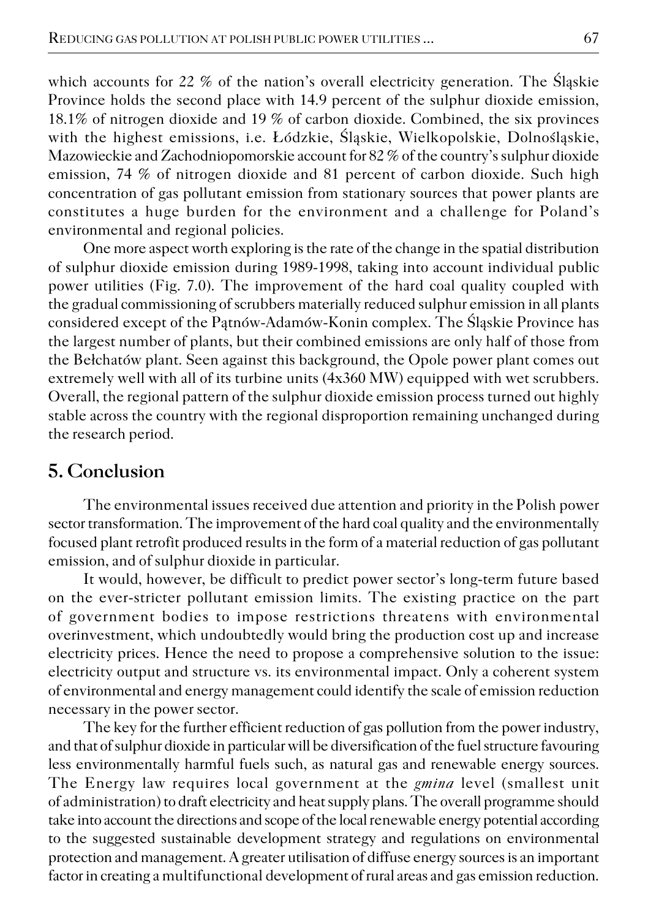which accounts for 22 % of the nation's overall electricity generation. The Śląskie Province holds the second place with 14.9 percent of the sulphur dioxide emission, 18.1% of nitrogen dioxide and 19 % of carbon dioxide. Combined, the six provinces with the highest emissions, i.e. Łódzkie, Śląskie, Wielkopolskie, Dolnośląskie, Mazowieckie and Zachodniopomorskie account for 82 % of the country's sulphur dioxide emission, 74 % of nitrogen dioxide and 81 percent of carbon dioxide. Such high concentration of gas pollutant emission from stationary sources that power plants are constitutes a huge burden for the environment and a challenge for Poland's environmental and regional policies.

One more aspect worth exploring is the rate of the change in the spatial distribution of sulphur dioxide emission during 1989-1998, taking into account individual public power utilities (Fig. 7.0). The improvement of the hard coal quality coupled with the gradual commissioning of scrubbers materially reduced sulphur emission in all plants considered except of the Pątnów-Adamów-Konin complex. The Śląskie Province has the largest number of plants, but their combined emissions are only half of those from the Bełchatów plant. Seen against this background, the Opole power plant comes out extremely well with all of its turbine units (4x360 MW) equipped with wet scrubbers. Overall, the regional pattern of the sulphur dioxide emission process turned out highly stable across the country with the regional disproportion remaining unchanged during the research period.

## 5. Conclusion

The environmental issues received due attention and priority in the Polish power sector transformation. The improvement of the hard coal quality and the environmentally focused plant retrofit produced results in the form of a material reduction of gas pollutant emission, and of sulphur dioxide in particular.

It would, however, be difficult to predict power sector's long-term future based on the ever-stricter pollutant emission limits. The existing practice on the part of government bodies to impose restrictions threatens with environmental overinvestment, which undoubtedly would bring the production cost up and increase electricity prices. Hence the need to propose a comprehensive solution to the issue: electricity output and structure vs. its environmental impact. Only a coherent system of environmental and energy management could identify the scale of emission reduction necessary in the power sector.

The key for the further efficient reduction of gas pollution from the power industry, and that of sulphur dioxide in particular will be diversification of the fuel structure favouring less environmentally harmful fuels such, as natural gas and renewable energy sources. The Energy law requires local government at the *gmina* level (smallest unit of administration) to draft electricity and heat supply plans. The overall programme should take into account the directions and scope of the local renewable energy potential according to the suggested sustainable development strategy and regulations on environmental protection and management. A greater utilisation of diffuse energy sources is an important factor in creating a multifunctional development of rural areas and gas emission reduction.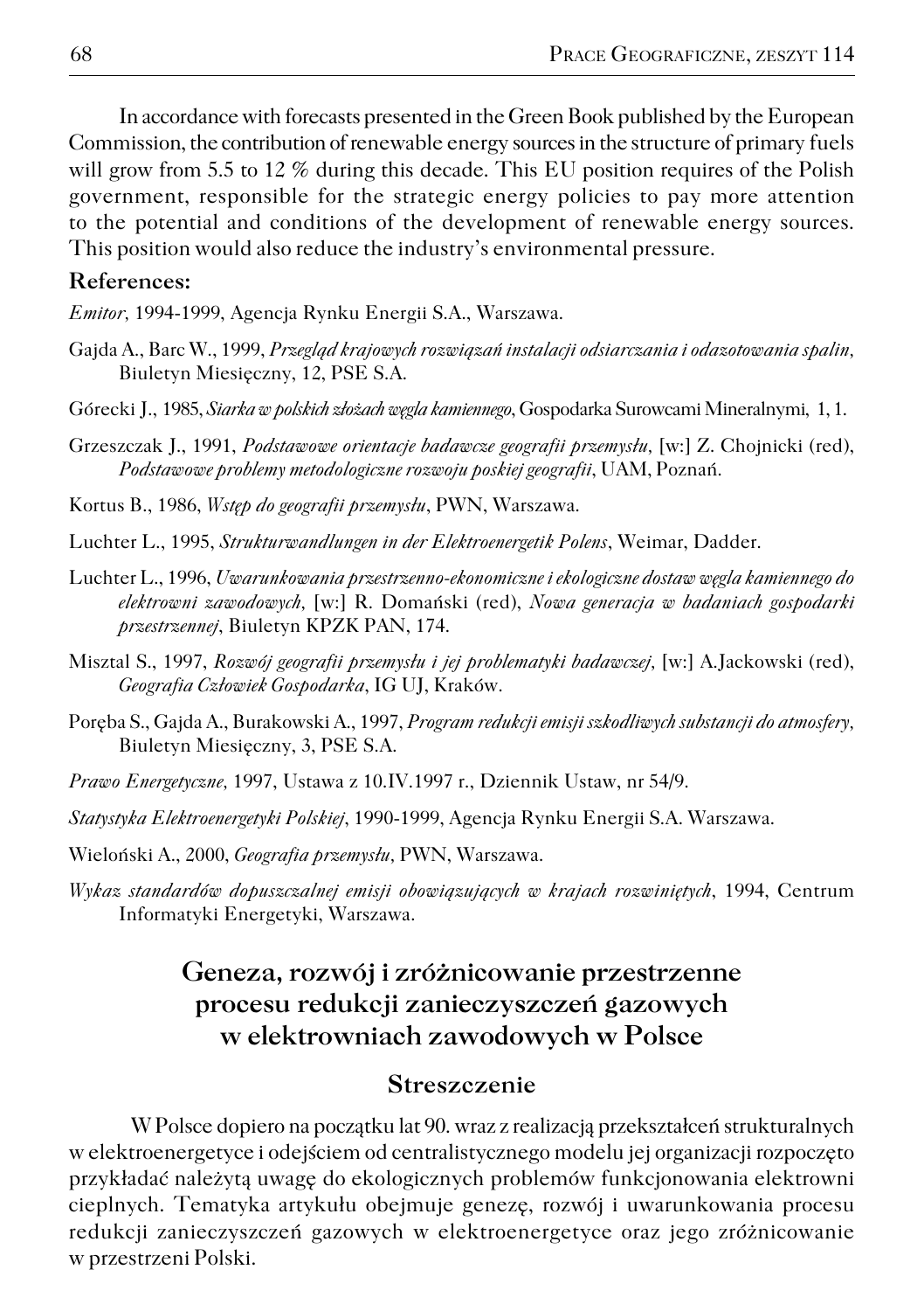In accordance with forecasts presented in the Green Book published by the European Commission, the contribution of renewable energy sources in the structure of primary fuels will grow from 5.5 to 12 % during this decade. This EU position requires of the Polish government, responsible for the strategic energy policies to pay more attention to the potential and conditions of the development of renewable energy sources. This position would also reduce the industry's environmental pressure.

**References:**

*Emitor*, 1994-1999, Agencja Rynku Energii S.A., Warszawa.

Gajda A., Barc W., 1999, *Przegląd krajowych rozwiązań instalacji odsiarczania i odazotowania spalin*, Biuletyn Miesięczny, 12, PSE S.A.

Górecki J., 1985, *Siarka w polskich złożach węgla kamiennego*, Gospodarka Surowcami Mineralnymi, 1, 1.

Grzeszczak J., 1991, *Podstawowe orientacje badawcze geografii przemysłu*, [w:] Z. Chojnicki (red), *Podstawowe problemy metodologiczne rozwoju poskiej geografii*, UAM, Poznań.

Kortus B., 1986, *Wstęp do geografii przemysłu*, PWN, Warszawa.

Luchter L., 1995, *Strukturwandlungen in der Elektroenergetik Polens*, Weimar, Dadder.

Luchter L., 1996, *Uwarunkowania przestrzenno-ekonomiczne i ekologiczne dostaw węgla kamiennego do elektrowni zawodowych*, [w:] R. Domański (red), *Nowa generacja w badaniach gospodarki przestrzennej*, Biuletyn KPZK PAN, 174.

Misztal S., 1997, *Rozwój geografii przemysłu i jej problematyki badawczej*, [w:] A.Jackowski (red), *Geografia Człowiek Gospodarka*, IG UJ, Kraków.

Poręba S., Gajda A., Burakowski A., 1997, *Program redukcji emisji szkodliwych substancji do atmosfery*, Biuletyn Miesięczny, 3, PSE S.A.

*Prawo Energetyczne*, 1997, Ustawa z 10.IV.1997 r., Dziennik Ustaw, nr 54/9.

*Statystyka Elektroenergetyki Polskiej*, 1990-1999, Agencja Rynku Energii S.A. Warszawa.

Wieloński A., 2000, *Geografia przemysłu*, PWN, Warszawa.

*Wykaz standardów dopuszczalnej emisji obowiązujących w krajach rozwiniętych*, 1994, Centrum Informatyki Energetyki, Warszawa.

## Geneza, rozwój i zróżnicowanie przestrzenne procesu redukcji zanieczyszczeń gazowych w elektrowniach zawodowych w Polsce

### Streszczenie

W Polsce dopiero na początku lat 90. wraz z realizacją przekształceń strukturalnych w elektroenergetyce i odejściem od centralistycznego modelu jej organizacji rozpoczęto przykładać należytą uwagę do ekologicznych problemów funkcjonowania elektrowni cieplnych. Tematyka artykułu obejmuje genezę, rozwój i uwarunkowania procesu redukcji zanieczyszczeń gazowych w elektroenergetyce oraz jego zróżnicowanie w przestrzeni Polski.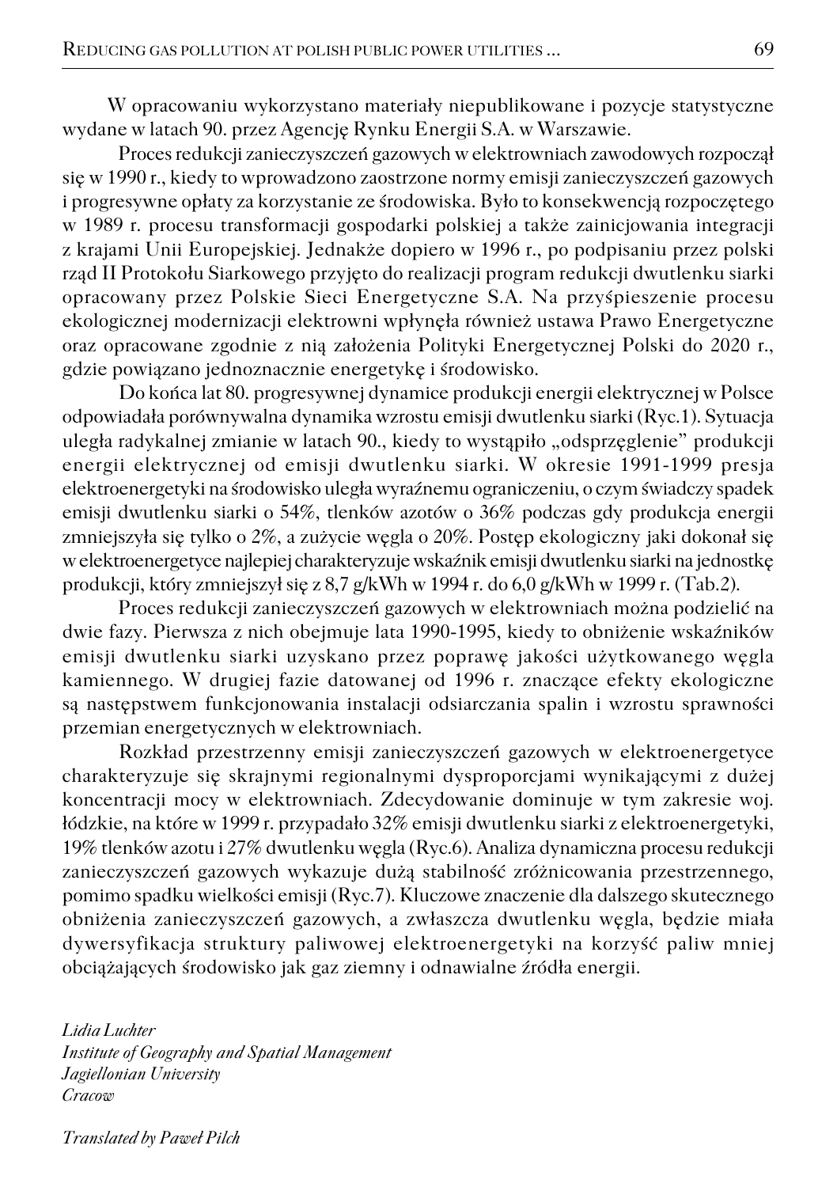W opracowaniu wykorzystano materiały niepublikowane i pozycje statystyczne wydane w latach 90. przez Agencję Rynku Energii S.A. w Warszawie.

Proces redukcji zanieczyszczeń gazowych w elektrowniach zawodowych rozpoczął się w 1990 r., kiedy to wprowadzono zaostrzone normy emisji zanieczyszczeń gazowych i progresywne opłaty za korzystanie ze środowiska. Było to konsekwencją rozpoczętego w 1989 r. procesu transformacji gospodarki polskiej a także zainicjowania integracji z krajami Unii Europejskiej. Jednakże dopiero w 1996 r., po podpisaniu przez polski rząd II Protokołu Siarkowego przyjęto do realizacji program redukcji dwutlenku siarki opracowany przez Polskie Sieci Energetyczne S.A. Na przyśpieszenie procesu ekologicznej modernizacji elektrowni wpłynęła również ustawa Prawo Energetyczne oraz opracowane zgodnie z nią założenia Polityki Energetycznej Polski do 2020 r., gdzie powiązano jednoznacznie energetykę i środowisko.

Do końca lat 80. progresywnej dynamice produkcji energii elektrycznej w Polsce odpowiadała porównywalna dynamika wzrostu emisji dwutlenku siarki (Ryc.1). Sytuacja uległa radykalnej zmianie w latach 90., kiedy to wystąpiło „odsprzęglenie" produkcji energii elektrycznej od emisji dwutlenku siarki. W okresie 1991-1999 presja elektroenergetyki na środowisko uległa wyraźnemu ograniczeniu, o czym świadczy spadek emisji dwutlenku siarki o 54%, tlenków azotów o 36% podczas gdy produkcja energii zmniejszyła się tylko o 2%, a zużycie węgla o 20%. Postęp ekologiczny jaki dokonał się w elektroenergetyce najlepiej charakteryzuje wskaźnik emisji dwutlenku siarki na jednostkę produkcji, który zmniejszył się z 8,7 g/kWh w 1994 r. do 6,0 g/kWh w 1999 r. (Tab.2).

Proces redukcji zanieczyszczeń gazowych w elektrowniach można podzielić na dwie fazy. Pierwsza z nich obejmuje lata 1990-1995, kiedy to obniżenie wskaźników emisji dwutlenku siarki uzyskano przez poprawę jakości użytkowanego węgla kamiennego. W drugiej fazie datowanej od 1996 r. znaczące efekty ekologiczne są następstwem funkcjonowania instalacji odsiarczania spalin i wzrostu sprawności przemian energetycznych w elektrowniach.

Rozkład przestrzenny emisji zanieczyszczeń gazowych w elektroenergetyce charakteryzuje się skrajnymi regionalnymi dysproporcjami wynikającymi z dużej koncentracji mocy w elektrowniach. Zdecydowanie dominuje w tym zakresie woj. łódzkie, na które w 1999 r. przypadało 32% emisji dwutlenku siarki z elektroenergetyki, 19% tlenków azotu i 27% dwutlenku węgla (Ryc.6). Analiza dynamiczna procesu redukcji zanieczyszczeń gazowych wykazuje dużą stabilność zróżnicowania przestrzennego, pomimo spadku wielkości emisji (Ryc.7). Kluczowe znaczenie dla dalszego skutecznego obniżenia zanieczyszczeń gazowych, a zwłaszcza dwutlenku węgla, będzie miała dywersyfikacja struktury paliwowej elektroenergetyki na korzyść paliw mniej obciążających środowisko jak gaz ziemny i odnawialne źródła energii.

*Lidia Luchter*
*Institute of Geography and Spatial Management*
*Jagiellonian University*
*Cracow*

*Translated by Paweł Pilch*